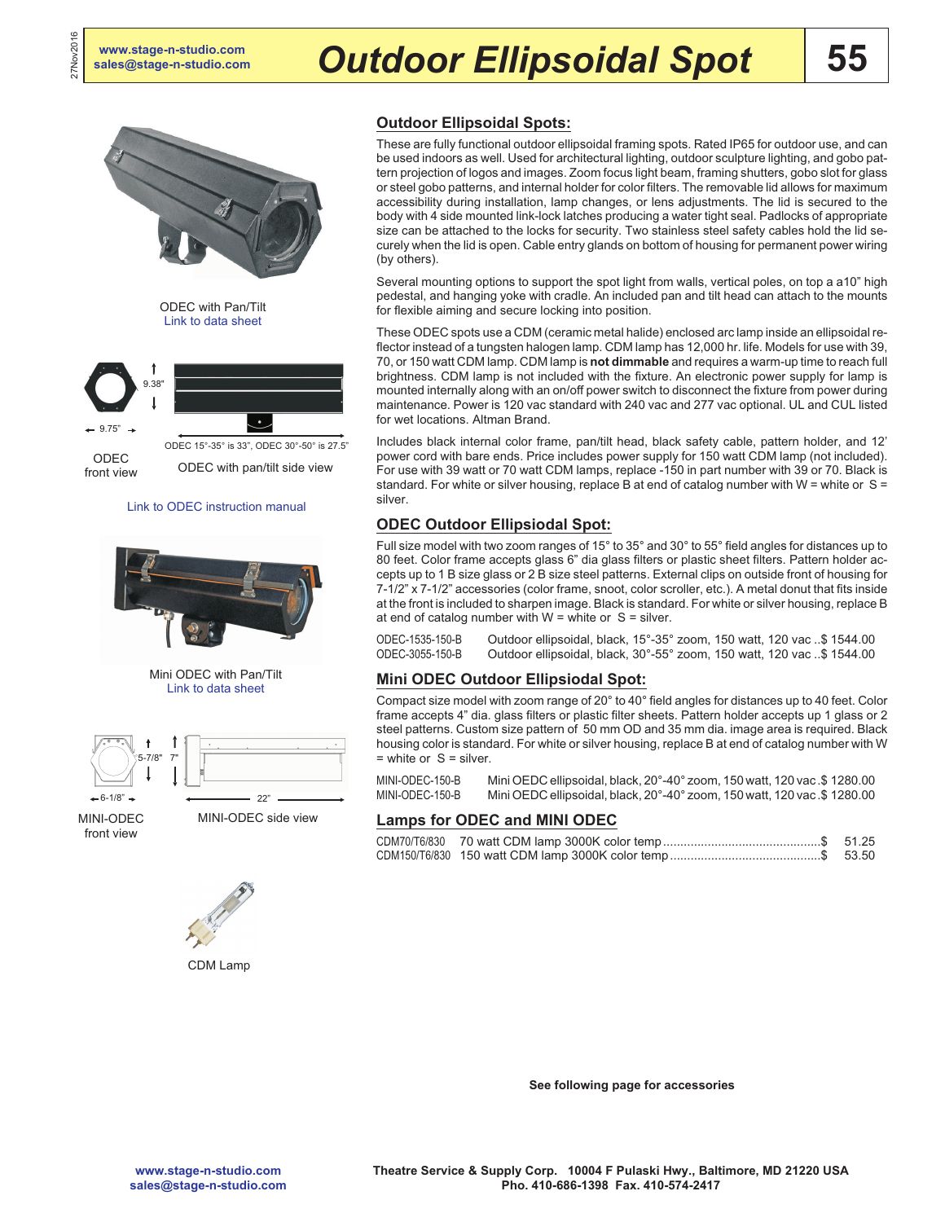# Outdoor Ellipsoidal Spot

ODEC with Pan/Tilt
Link to data sheet

9.38"

9.75"

ODEC 15°-35° is 33", ODEC 30°-50° is 27.5"

ODEC front view

ODEC with pan/tilt side view

Link to ODEC instruction manual

Mini ODEC with Pan/Tilt
Link to data sheet

5-7/8" 7"

6-1/8"

22"

MINI-ODEC front view

MINI-ODEC side view

CDM Lamp

## Outdoor Ellipsoidal Spots:

These are fully functional outdoor ellipsoidal framing spots. Rated IP65 for outdoor use, and can be used indoors as well. Used for architectural lighting, outdoor sculpture lighting, and gobo pattern projection of logos and images. Zoom focus light beam, framing shutters, gobo slot for glass or steel gobo patterns, and internal holder for color filters. The removable lid allows for maximum accessibility during installation, lamp changes, or lens adjustments. The lid is secured to the body with 4 side mounted link-lock latches producing a water tight seal. Padlocks of appropriate size can be attached to the locks for security. Two stainless steel safety cables hold the lid securely when the lid is open. Cable entry glands on bottom of housing for permanent power wiring (by others).

Several mounting options to support the spot light from walls, vertical poles, on top a a10" high pedestal, and hanging yoke with cradle. An included pan and tilt head can attach to the mounts for flexible aiming and secure locking into position.

These ODEC spots use a CDM (ceramic metal halide) enclosed arc lamp inside an ellipsoidal reflector instead of a tungsten halogen lamp. CDM lamp has 12,000 hr. life. Models for use with 39, 70, or 150 watt CDM lamp. CDM lamp is **not dimmable** and requires a warm-up time to reach full brightness. CDM lamp is not included with the fixture. An electronic power supply for lamp is mounted internally along with an on/off power switch to disconnect the fixture from power during maintenance. Power is 120 vac standard with 240 vac and 277 vac optional. UL and CUL listed for wet locations. Altman Brand.

Includes black internal color frame, pan/tilt head, black safety cable, pattern holder, and 12' power cord with bare ends. Price includes power supply for 150 watt CDM lamp (not included). For use with 39 watt or 70 watt CDM lamps, replace -150 in part number with 39 or 70. Black is standard. For white or silver housing, replace B at end of catalog number with W = white or S = silver.

## ODEC Outdoor Ellipsodial Spot:

Full size model with two zoom ranges of 15° to 35° and 30° to 55° field angles for distances up to 80 feet. Color frame accepts glass 6" dia glass filters or plastic sheet filters. Pattern holder accepts up to 1 B size glass or 2 B size steel patterns. External clips on outside front of housing for 7-1/2" x 7-1/2" accessories (color frame, snoot, color scroller, etc.). A metal donut that fits inside at the front is included to sharpen image. Black is standard. For white or silver housing, replace B at end of catalog number with W = white or S = silver.

| | | |
|---|---|---|
| ODEC-1535-150-B | Outdoor ellipsoidal, black, 15°-35° zoom, 150 watt, 120 vac | $ 1544.00 |
| ODEC-3055-150-B | Outdoor ellipsoidal, black, 30°-55° zoom, 150 watt, 120 vac | $ 1544.00 |

## Mini ODEC Outdoor Ellipsodial Spot:

Compact size model with zoom range of 20° to 40° field angles for distances up to 40 feet. Color frame accepts 4" dia. glass filters or plastic filter sheets. Pattern holder accepts up 1 glass or 2 steel patterns. Custom size pattern of 50 mm OD and 35 mm dia. image area is required. Black housing color is standard. For white or silver housing, replace B at end of catalog number with W = white or S = silver.

| | | |
|---|---|---|
| MINI-ODEC-150-B | Mini OEDC ellipsoidal, black, 20°-40° zoom, 150 watt, 120 vac | $ 1280.00 |
| MINI-ODEC-150-B | Mini OEDC ellipsoidal, black, 20°-40° zoom, 150 watt, 120 vac | $ 1280.00 |

## Lamps for ODEC and MINI ODEC

| | | |
|---|---|---|
| CDM70/T6/830 | 70 watt CDM lamp 3000K color temp | $ 51.25 |
| CDM150/T6/830 | 150 watt CDM lamp 3000K color temp | $ 53.50 |

**See following page for accessories**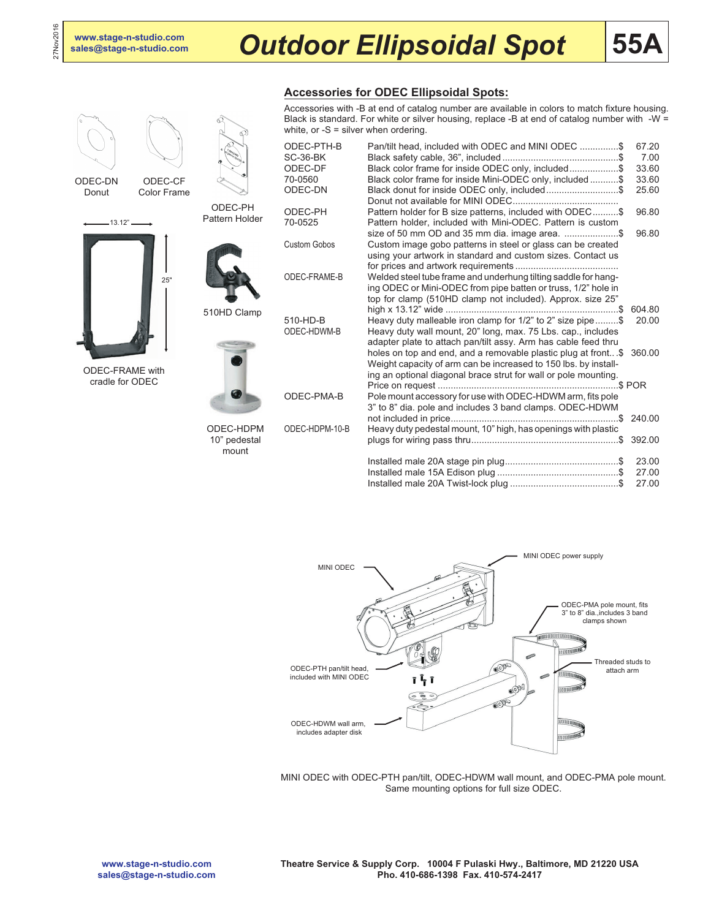# Outdoor Ellipsoidal Spot — 55A

www.stage-n-studio.com
sales@stage-n-studio.com

## Accessories for ODEC Ellipsoidal Spots:

Accessories with -B at end of catalog number are available in colors to match fixture housing. Black is standard. For white or silver housing, replace -B at end of catalog number with -W = white, or -S = silver when ordering.

| | | |
|---|---|---|
| ODEC-PTH-B | Pan/tilt head, included with ODEC and MINI ODEC | $ 67.20 |
| SC-36-BK | Black safety cable, 36", included | $ 7.00 |
| ODEC-DF | Black color frame for inside ODEC only, included | $ 33.60 |
| 70-0560 | Black color frame for inside Mini-ODEC only, included | $ 33.60 |
| ODEC-DN | Black donut for inside ODEC only, included. Donut not available for MINI ODEC | $ 25.60 |
| ODEC-PH | Pattern holder for B size patterns, included with ODEC | $ 96.80 |
| 70-0525 | Pattern holder, included with Mini-ODEC. Pattern is custom size of 50 mm OD and 35 mm dia. image area. | $ 96.80 |
| Custom Gobos | Custom image gobo patterns in steel or glass can be created using your artwork in standard and custom sizes. Contact us for prices and artwork requirements | |
| ODEC-FRAME-B | Welded steel tube frame and underhung tilting saddle for hanging ODEC or Mini-ODEC from pipe batten or truss, 1/2" hole in top for clamp (510HD clamp not included). Approx. size 25" high x 13.12" wide | $ 604.80 |
| 510-HD-B | Heavy duty malleable iron clamp for 1/2" to 2" size pipe | $ 20.00 |
| ODEC-HDWM-B | Heavy duty wall mount, 20" long, max. 75 Lbs. cap., includes adapter plate to attach pan/tilt assy. Arm has cable feed thru holes on top and end, and a removable plastic plug at front. | $ 360.00 |
| | Weight capacity of arm can be increased to 150 lbs. by installing an optional diagonal brace strut for wall or pole mounting. Price on request | $ POR |
| ODEC-PMA-B | Pole mount accessory for use with ODEC-HDWM arm, fits pole 3" to 8" dia. pole and includes 3 band clamps. ODEC-HDWM not included in price | $ 240.00 |
| ODEC-HDPM-10-B | Heavy duty pedestal mount, 10" high, has openings with plastic plugs for wiring pass thru | $ 392.00 |
| | Installed male 20A stage pin plug | $ 23.00 |
| | Installed male 15A Edison plug | $ 27.00 |
| | Installed male 20A Twist-lock plug | $ 27.00 |

ODEC-DN Donut

ODEC-CF Color Frame

ODEC-PH Pattern Holder

13.12"

25"

ODEC-FRAME with cradle for ODEC

510HD Clamp

ODEC-HDPM 10" pedestal mount

MINI ODEC

MINI ODEC power supply

ODEC-PMA pole mount, fits 3" to 8" dia.,includes 3 band clamps shown

Threaded studs to attach arm

ODEC-PTH pan/tilt head, included with MINI ODEC

ODEC-HDWM wall arm, includes adapter disk

MINI ODEC with ODEC-PTH pan/tilt, ODEC-HDWM wall mount, and ODEC-PMA pole mount. Same mounting options for full size ODEC.

www.stage-n-studio.com
sales@stage-n-studio.com

**Theatre Service & Supply Corp. 10004 F Pulaski Hwy., Baltimore, MD 21220 USA**
**Pho. 410-686-1398 Fax. 410-574-2417**